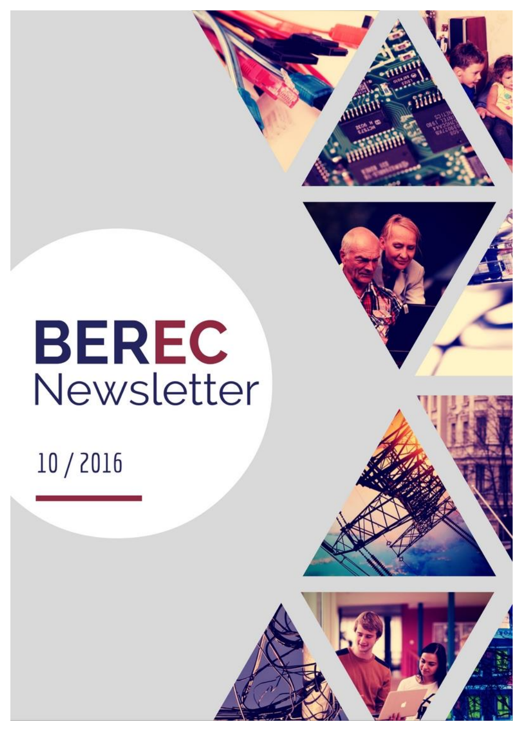# BEREC Newsletter

10 / 2016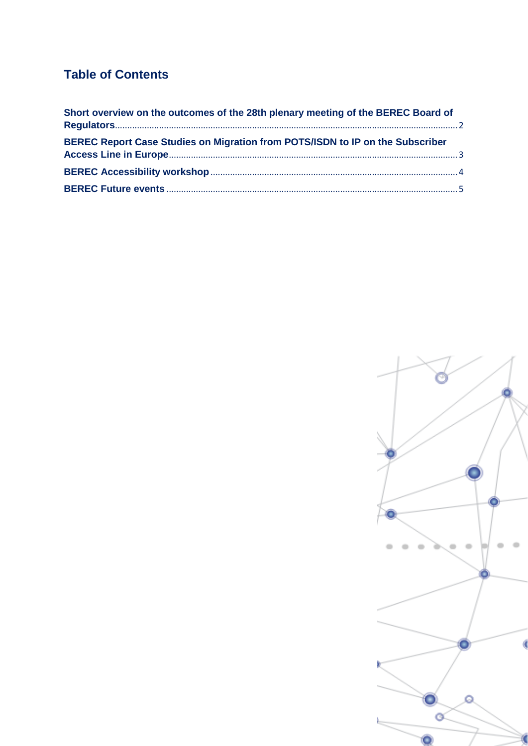# Table of Contents

**Short overview on the outcomes of the 28th plenary meeting of the BEREC Board of Regulators** ........ 2

**BEREC Report Case Studies on Migration from POTS/ISDN to IP on the Subscriber Access Line in Europe** ........ 3

**BEREC Accessibility workshop** ........ 4

**BEREC Future events** ........ 5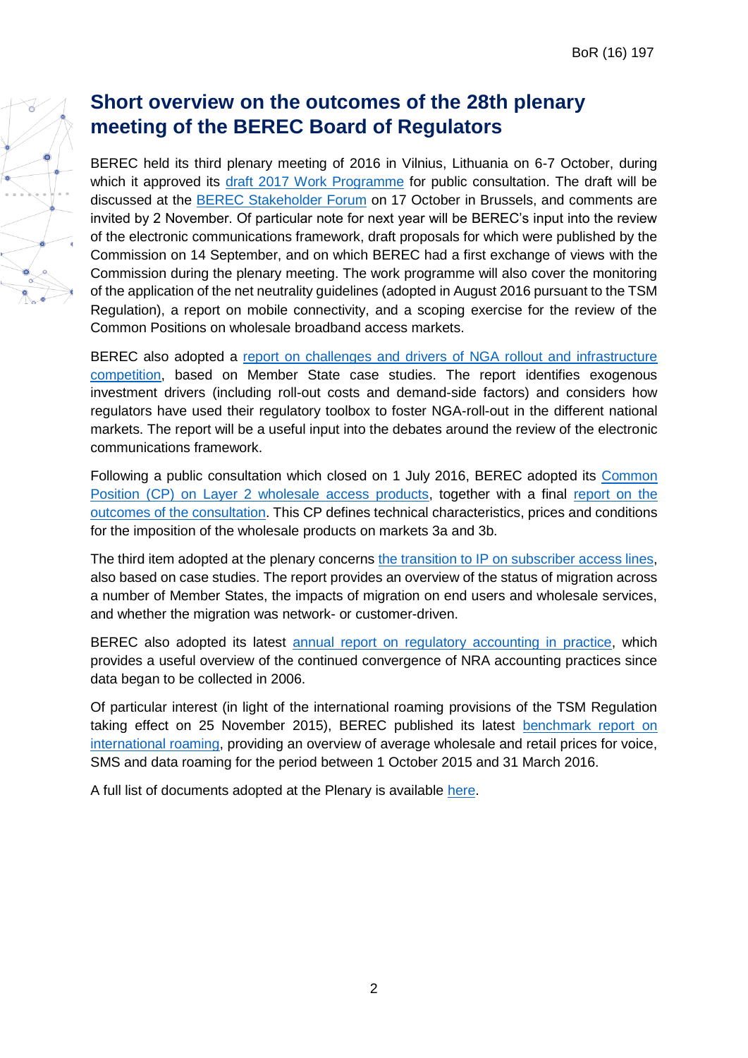## Short overview on the outcomes of the 28th plenary meeting of the BEREC Board of Regulators

BEREC held its third plenary meeting of 2016 in Vilnius, Lithuania on 6-7 October, during which it approved its draft 2017 Work Programme for public consultation. The draft will be discussed at the BEREC Stakeholder Forum on 17 October in Brussels, and comments are invited by 2 November. Of particular note for next year will be BEREC's input into the review of the electronic communications framework, draft proposals for which were published by the Commission on 14 September, and on which BEREC had a first exchange of views with the Commission during the plenary meeting. The work programme will also cover the monitoring of the application of the net neutrality guidelines (adopted in August 2016 pursuant to the TSM Regulation), a report on mobile connectivity, and a scoping exercise for the review of the Common Positions on wholesale broadband access markets.

BEREC also adopted a report on challenges and drivers of NGA rollout and infrastructure competition, based on Member State case studies. The report identifies exogenous investment drivers (including roll-out costs and demand-side factors) and considers how regulators have used their regulatory toolbox to foster NGA-roll-out in the different national markets. The report will be a useful input into the debates around the review of the electronic communications framework.

Following a public consultation which closed on 1 July 2016, BEREC adopted its Common Position (CP) on Layer 2 wholesale access products, together with a final report on the outcomes of the consultation. This CP defines technical characteristics, prices and conditions for the imposition of the wholesale products on markets 3a and 3b.

The third item adopted at the plenary concerns the transition to IP on subscriber access lines, also based on case studies. The report provides an overview of the status of migration across a number of Member States, the impacts of migration on end users and wholesale services, and whether the migration was network- or customer-driven.

BEREC also adopted its latest annual report on regulatory accounting in practice, which provides a useful overview of the continued convergence of NRA accounting practices since data began to be collected in 2006.

Of particular interest (in light of the international roaming provisions of the TSM Regulation taking effect on 25 November 2015), BEREC published its latest benchmark report on international roaming, providing an overview of average wholesale and retail prices for voice, SMS and data roaming for the period between 1 October 2015 and 31 March 2016.

A full list of documents adopted at the Plenary is available here.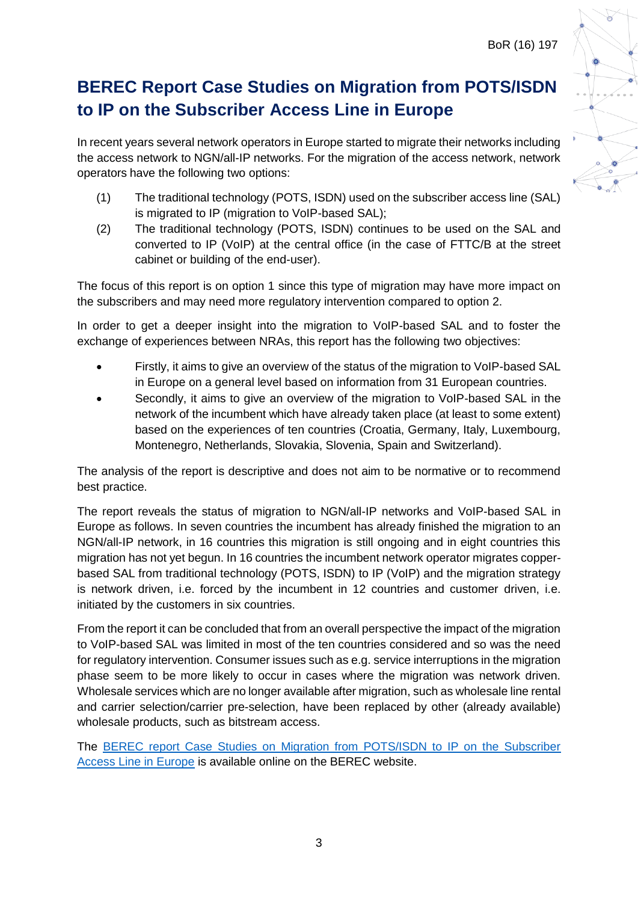# BEREC Report Case Studies on Migration from POTS/ISDN to IP on the Subscriber Access Line in Europe

In recent years several network operators in Europe started to migrate their networks including the access network to NGN/all-IP networks. For the migration of the access network, network operators have the following two options:

(1) The traditional technology (POTS, ISDN) used on the subscriber access line (SAL) is migrated to IP (migration to VoIP-based SAL);

(2) The traditional technology (POTS, ISDN) continues to be used on the SAL and converted to IP (VoIP) at the central office (in the case of FTTC/B at the street cabinet or building of the end-user).

The focus of this report is on option 1 since this type of migration may have more impact on the subscribers and may need more regulatory intervention compared to option 2.

In order to get a deeper insight into the migration to VoIP-based SAL and to foster the exchange of experiences between NRAs, this report has the following two objectives:

- Firstly, it aims to give an overview of the status of the migration to VoIP-based SAL in Europe on a general level based on information from 31 European countries.
- Secondly, it aims to give an overview of the migration to VoIP-based SAL in the network of the incumbent which have already taken place (at least to some extent) based on the experiences of ten countries (Croatia, Germany, Italy, Luxembourg, Montenegro, Netherlands, Slovakia, Slovenia, Spain and Switzerland).

The analysis of the report is descriptive and does not aim to be normative or to recommend best practice.

The report reveals the status of migration to NGN/all-IP networks and VoIP-based SAL in Europe as follows. In seven countries the incumbent has already finished the migration to an NGN/all-IP network, in 16 countries this migration is still ongoing and in eight countries this migration has not yet begun. In 16 countries the incumbent network operator migrates copper-based SAL from traditional technology (POTS, ISDN) to IP (VoIP) and the migration strategy is network driven, i.e. forced by the incumbent in 12 countries and customer driven, i.e. initiated by the customers in six countries.

From the report it can be concluded that from an overall perspective the impact of the migration to VoIP-based SAL was limited in most of the ten countries considered and so was the need for regulatory intervention. Consumer issues such as e.g. service interruptions in the migration phase seem to be more likely to occur in cases where the migration was network driven. Wholesale services which are no longer available after migration, such as wholesale line rental and carrier selection/carrier pre-selection, have been replaced by other (already available) wholesale products, such as bitstream access.

The [BEREC report Case Studies on Migration from POTS/ISDN to IP on the Subscriber Access Line in Europe] is available online on the BEREC website.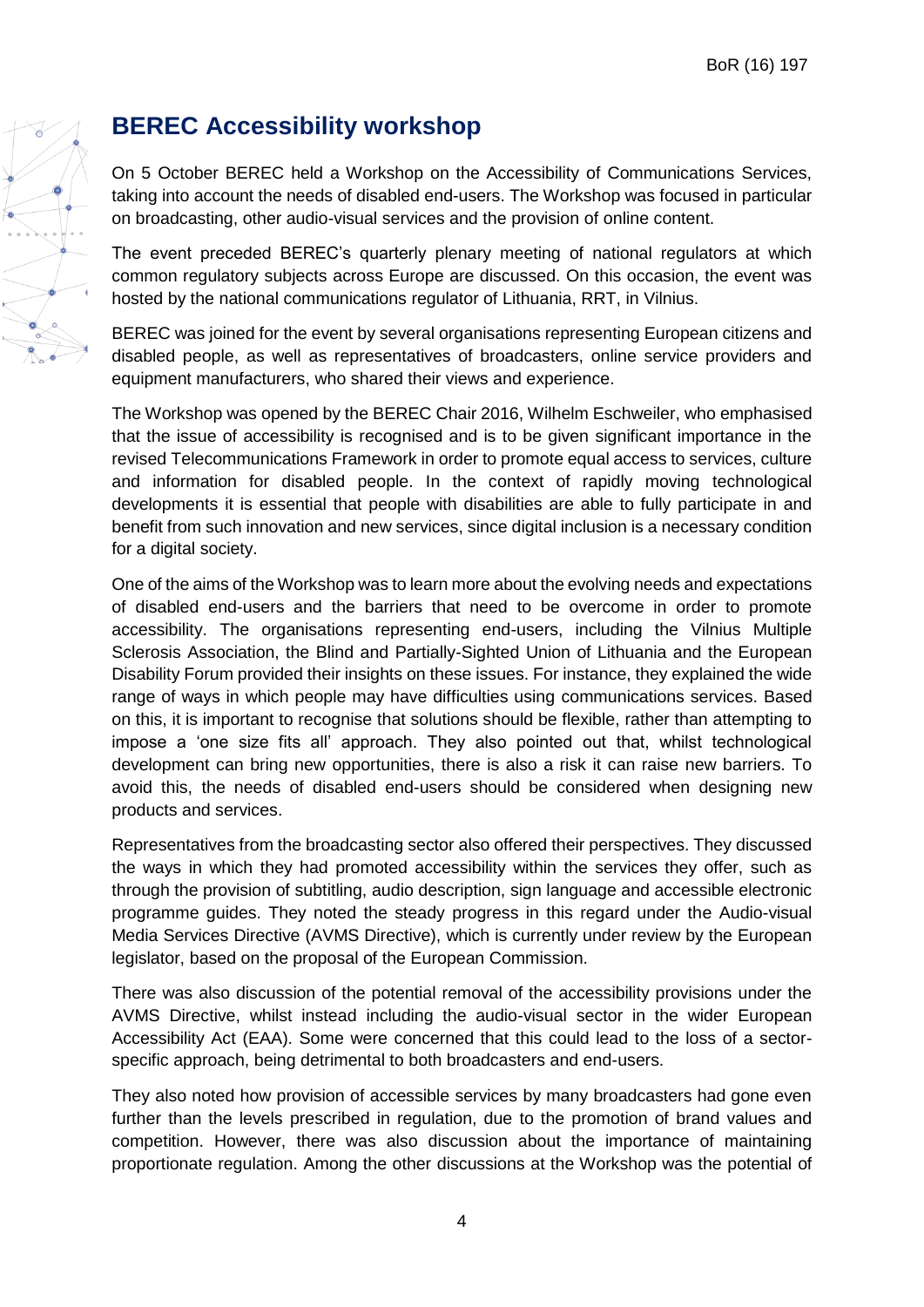## BEREC Accessibility workshop

On 5 October BEREC held a Workshop on the Accessibility of Communications Services, taking into account the needs of disabled end-users. The Workshop was focused in particular on broadcasting, other audio-visual services and the provision of online content.

The event preceded BEREC's quarterly plenary meeting of national regulators at which common regulatory subjects across Europe are discussed. On this occasion, the event was hosted by the national communications regulator of Lithuania, RRT, in Vilnius.

BEREC was joined for the event by several organisations representing European citizens and disabled people, as well as representatives of broadcasters, online service providers and equipment manufacturers, who shared their views and experience.

The Workshop was opened by the BEREC Chair 2016, Wilhelm Eschweiler, who emphasised that the issue of accessibility is recognised and is to be given significant importance in the revised Telecommunications Framework in order to promote equal access to services, culture and information for disabled people. In the context of rapidly moving technological developments it is essential that people with disabilities are able to fully participate in and benefit from such innovation and new services, since digital inclusion is a necessary condition for a digital society.

One of the aims of the Workshop was to learn more about the evolving needs and expectations of disabled end-users and the barriers that need to be overcome in order to promote accessibility. The organisations representing end-users, including the Vilnius Multiple Sclerosis Association, the Blind and Partially-Sighted Union of Lithuania and the European Disability Forum provided their insights on these issues. For instance, they explained the wide range of ways in which people may have difficulties using communications services. Based on this, it is important to recognise that solutions should be flexible, rather than attempting to impose a 'one size fits all' approach. They also pointed out that, whilst technological development can bring new opportunities, there is also a risk it can raise new barriers. To avoid this, the needs of disabled end-users should be considered when designing new products and services.

Representatives from the broadcasting sector also offered their perspectives. They discussed the ways in which they had promoted accessibility within the services they offer, such as through the provision of subtitling, audio description, sign language and accessible electronic programme guides. They noted the steady progress in this regard under the Audio-visual Media Services Directive (AVMS Directive), which is currently under review by the European legislator, based on the proposal of the European Commission.

There was also discussion of the potential removal of the accessibility provisions under the AVMS Directive, whilst instead including the audio-visual sector in the wider European Accessibility Act (EAA). Some were concerned that this could lead to the loss of a sector-specific approach, being detrimental to both broadcasters and end-users.

They also noted how provision of accessible services by many broadcasters had gone even further than the levels prescribed in regulation, due to the promotion of brand values and competition. However, there was also discussion about the importance of maintaining proportionate regulation. Among the other discussions at the Workshop was the potential of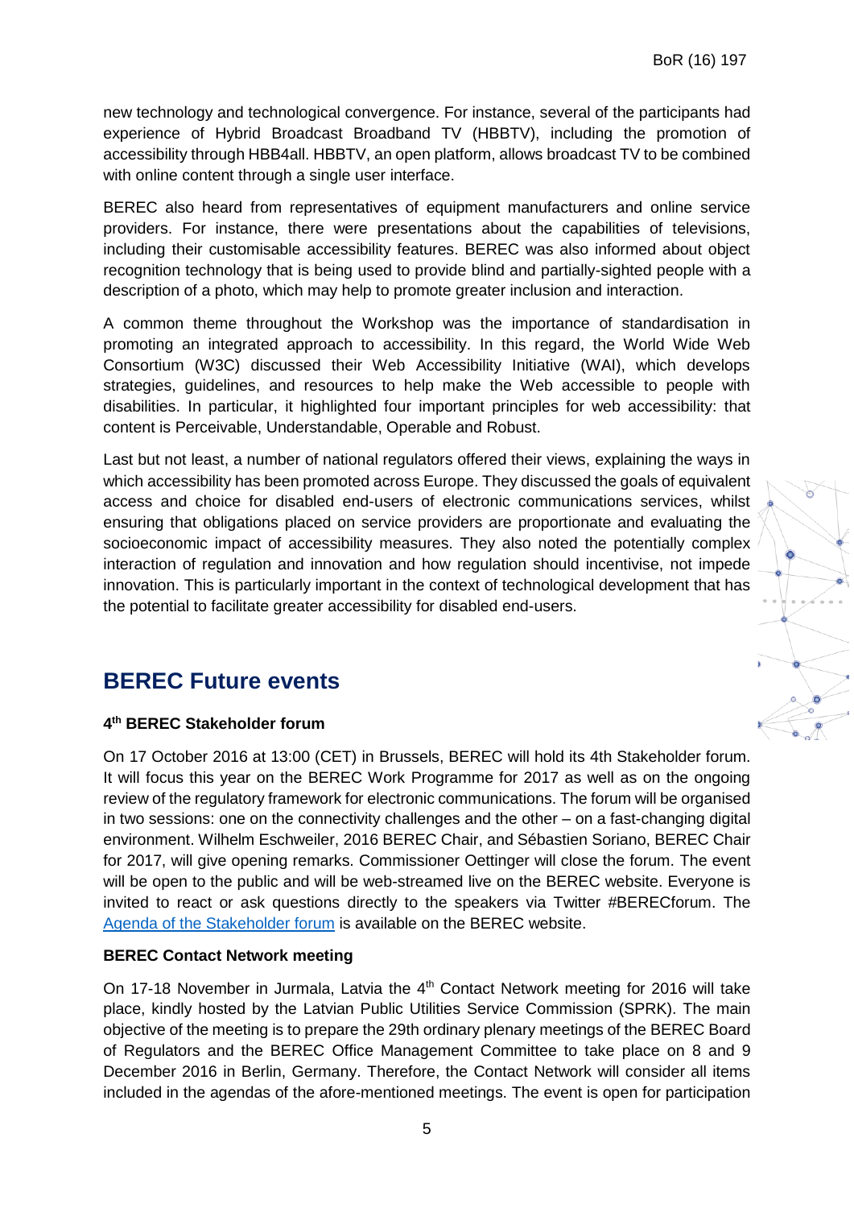new technology and technological convergence. For instance, several of the participants had experience of Hybrid Broadcast Broadband TV (HBBTV), including the promotion of accessibility through HBB4all. HBBTV, an open platform, allows broadcast TV to be combined with online content through a single user interface.

BEREC also heard from representatives of equipment manufacturers and online service providers. For instance, there were presentations about the capabilities of televisions, including their customisable accessibility features. BEREC was also informed about object recognition technology that is being used to provide blind and partially-sighted people with a description of a photo, which may help to promote greater inclusion and interaction.

A common theme throughout the Workshop was the importance of standardisation in promoting an integrated approach to accessibility. In this regard, the World Wide Web Consortium (W3C) discussed their Web Accessibility Initiative (WAI), which develops strategies, guidelines, and resources to help make the Web accessible to people with disabilities. In particular, it highlighted four important principles for web accessibility: that content is Perceivable, Understandable, Operable and Robust.

Last but not least, a number of national regulators offered their views, explaining the ways in which accessibility has been promoted across Europe. They discussed the goals of equivalent access and choice for disabled end-users of electronic communications services, whilst ensuring that obligations placed on service providers are proportionate and evaluating the socioeconomic impact of accessibility measures. They also noted the potentially complex interaction of regulation and innovation and how regulation should incentivise, not impede innovation. This is particularly important in the context of technological development that has the potential to facilitate greater accessibility for disabled end-users.

## BEREC Future events

**4th BEREC Stakeholder forum**

On 17 October 2016 at 13:00 (CET) in Brussels, BEREC will hold its 4th Stakeholder forum. It will focus this year on the BEREC Work Programme for 2017 as well as on the ongoing review of the regulatory framework for electronic communications. The forum will be organised in two sessions: one on the connectivity challenges and the other – on a fast-changing digital environment. Wilhelm Eschweiler, 2016 BEREC Chair, and Sébastien Soriano, BEREC Chair for 2017, will give opening remarks. Commissioner Oettinger will close the forum. The event will be open to the public and will be web-streamed live on the BEREC website. Everyone is invited to react or ask questions directly to the speakers via Twitter #BERECforum. The Agenda of the Stakeholder forum is available on the BEREC website.

**BEREC Contact Network meeting**

On 17-18 November in Jurmala, Latvia the 4th Contact Network meeting for 2016 will take place, kindly hosted by the Latvian Public Utilities Service Commission (SPRK). The main objective of the meeting is to prepare the 29th ordinary plenary meetings of the BEREC Board of Regulators and the BEREC Office Management Committee to take place on 8 and 9 December 2016 in Berlin, Germany. Therefore, the Contact Network will consider all items included in the agendas of the afore-mentioned meetings. The event is open for participation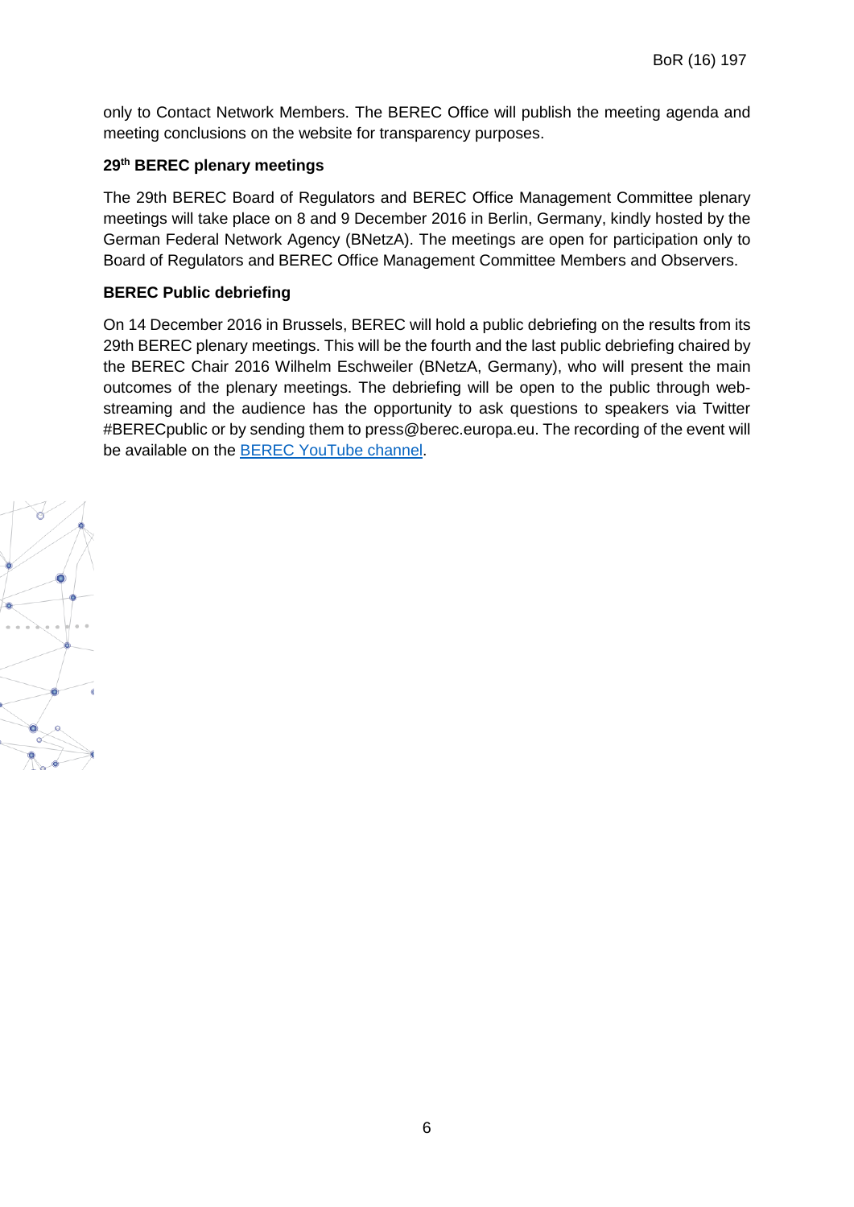only to Contact Network Members. The BEREC Office will publish the meeting agenda and meeting conclusions on the website for transparency purposes.

**29th BEREC plenary meetings**

The 29th BEREC Board of Regulators and BEREC Office Management Committee plenary meetings will take place on 8 and 9 December 2016 in Berlin, Germany, kindly hosted by the German Federal Network Agency (BNetzA). The meetings are open for participation only to Board of Regulators and BEREC Office Management Committee Members and Observers.

**BEREC Public debriefing**

On 14 December 2016 in Brussels, BEREC will hold a public debriefing on the results from its 29th BEREC plenary meetings. This will be the fourth and the last public debriefing chaired by the BEREC Chair 2016 Wilhelm Eschweiler (BNetzA, Germany), who will present the main outcomes of the plenary meetings. The debriefing will be open to the public through web-streaming and the audience has the opportunity to ask questions to speakers via Twitter #BERECpublic or by sending them to press@berec.europa.eu. The recording of the event will be available on the [BEREC YouTube channel](BEREC YouTube channel).